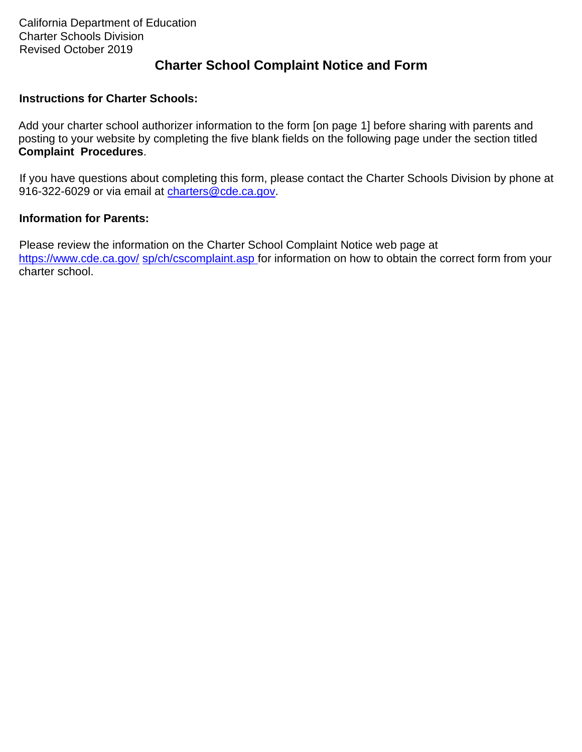California Department of Education
Charter Schools Division
Revised October 2019

# Charter School Complaint Notice and Form

**Instructions for Charter Schools:**

Add your charter school authorizer information to the form [on page 1] before sharing with parents and posting to your website by completing the five blank fields on the following page under the section titled **Complaint Procedures**.

If you have questions about completing this form, please contact the Charter Schools Division by phone at 916-322-6029 or via email at charters@cde.ca.gov.

**Information for Parents:**

Please review the information on the Charter School Complaint Notice web page at https://www.cde.ca.gov/sp/ch/cscomplaint.asp for information on how to obtain the correct form from your charter school.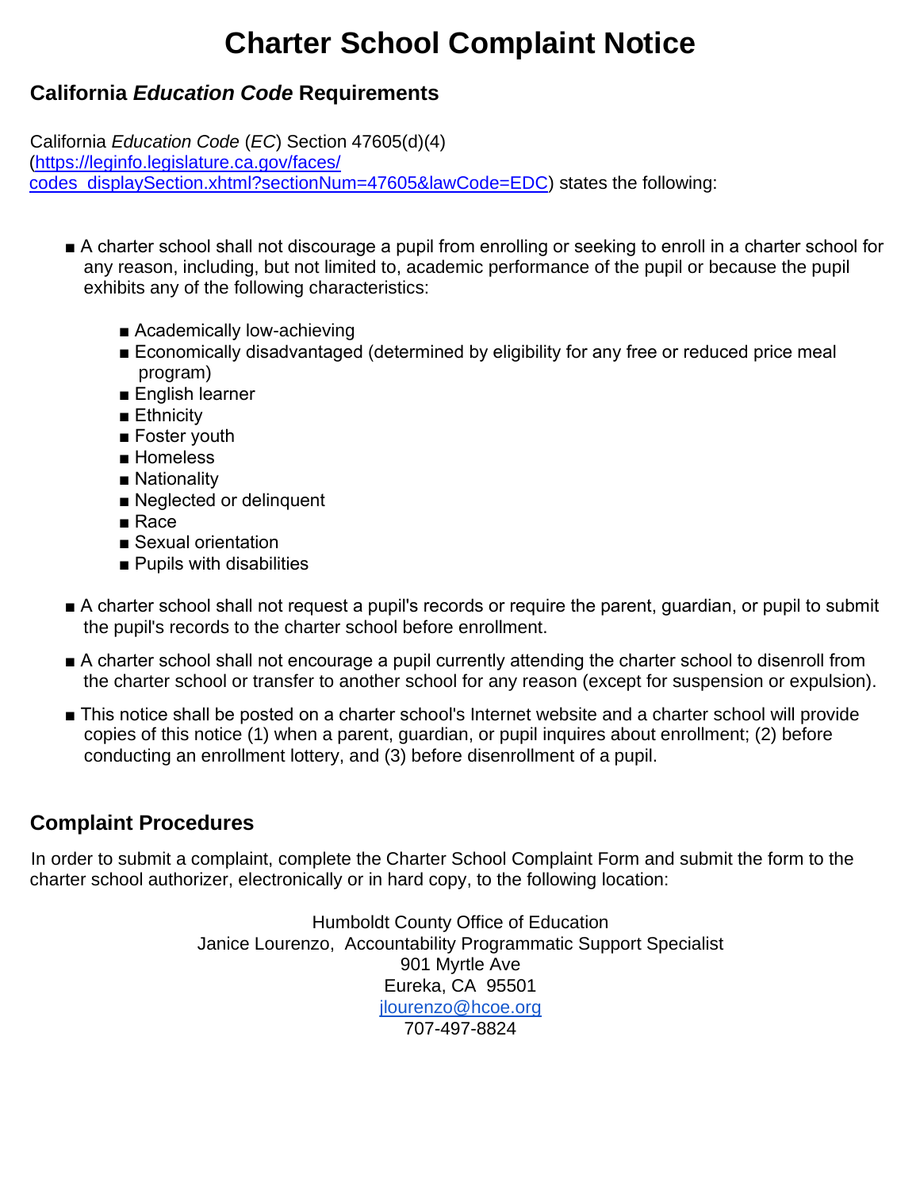# Charter School Complaint Notice

## California *Education Code* Requirements

California *Education Code* (*EC*) Section 47605(d)(4) ([https://leginfo.legislature.ca.gov/faces/codes_displaySection.xhtml?sectionNum=47605&lawCode=EDC](https://leginfo.legislature.ca.gov/faces/codes_displaySection.xhtml?sectionNum=47605&lawCode=EDC)) states the following:

- A charter school shall not discourage a pupil from enrolling or seeking to enroll in a charter school for any reason, including, but not limited to, academic performance of the pupil or because the pupil exhibits any of the following characteristics:
  - Academically low-achieving
  - Economically disadvantaged (determined by eligibility for any free or reduced price meal program)
  - English learner
  - Ethnicity
  - Foster youth
  - Homeless
  - Nationality
  - Neglected or delinquent
  - Race
  - Sexual orientation
  - Pupils with disabilities
- A charter school shall not request a pupil's records or require the parent, guardian, or pupil to submit the pupil's records to the charter school before enrollment.
- A charter school shall not encourage a pupil currently attending the charter school to disenroll from the charter school or transfer to another school for any reason (except for suspension or expulsion).
- This notice shall be posted on a charter school's Internet website and a charter school will provide copies of this notice (1) when a parent, guardian, or pupil inquires about enrollment; (2) before conducting an enrollment lottery, and (3) before disenrollment of a pupil.

## Complaint Procedures

In order to submit a complaint, complete the Charter School Complaint Form and submit the form to the charter school authorizer, electronically or in hard copy, to the following location:

Humboldt County Office of Education
Janice Lourenzo, Accountability Programmatic Support Specialist
901 Myrtle Ave
Eureka, CA 95501
[jlourenzo@hcoe.org](mailto:jlourenzo@hcoe.org)
707-497-8824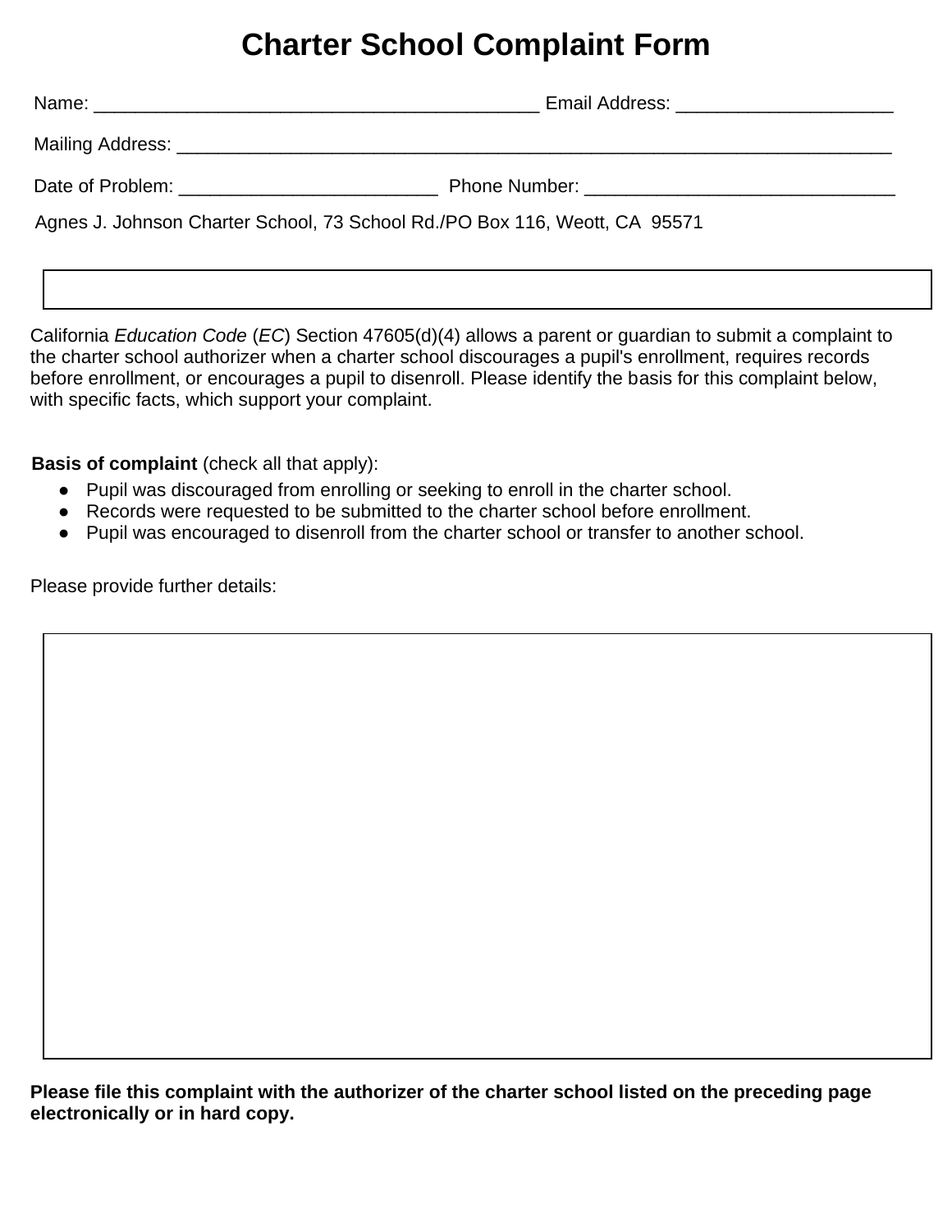# Charter School Complaint Form

Name: ____________________________________________ Email Address: _____________________

Mailing Address: ___________________________________________________________________________

Date of Problem: _________________________ Phone Number: _______________________________

Agnes J. Johnson Charter School, 73 School Rd./PO Box 116, Weott, CA 95571

California *Education Code* (*EC*) Section 47605(d)(4) allows a parent or guardian to submit a complaint to the charter school authorizer when a charter school discourages a pupil's enrollment, requires records before enrollment, or encourages a pupil to disenroll. Please identify the basis for this complaint below, with specific facts, which support your complaint.

**Basis of complaint** (check all that apply):

- Pupil was discouraged from enrolling or seeking to enroll in the charter school.
- Records were requested to be submitted to the charter school before enrollment.
- Pupil was encouraged to disenroll from the charter school or transfer to another school.

Please provide further details:

**Please file this complaint with the authorizer of the charter school listed on the preceding page electronically or in hard copy.**